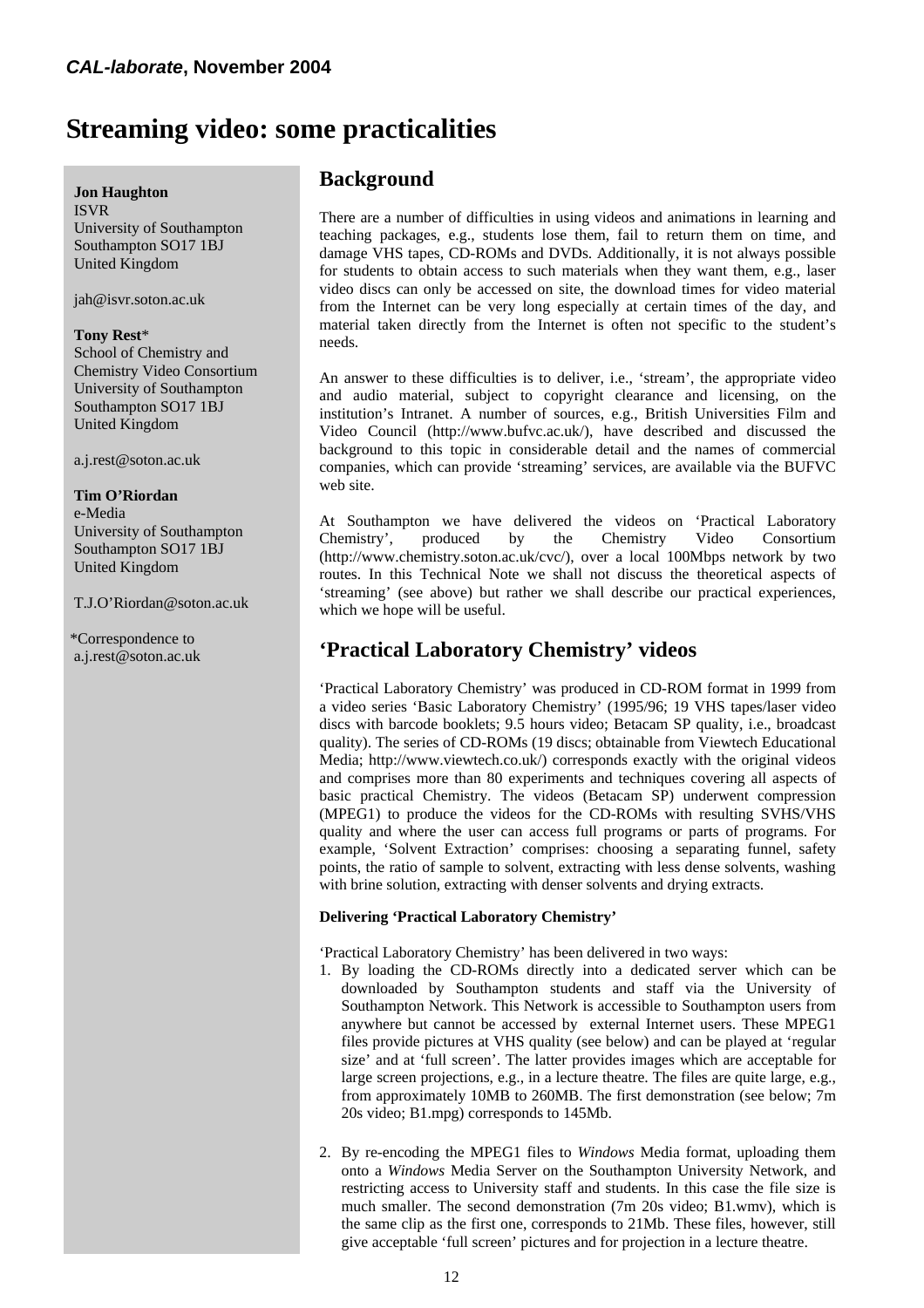*CAL-laborate*, November 2004

# Streaming video: some practicalities

**Jon Haughton**
ISVR
University of Southampton
Southampton SO17 1BJ
United Kingdom

jah@isvr.soton.ac.uk

**Tony Rest***
School of Chemistry and Chemistry Video Consortium
University of Southampton
Southampton SO17 1BJ
United Kingdom

a.j.rest@soton.ac.uk

**Tim O'Riordan**
e-Media
University of Southampton
Southampton SO17 1BJ
United Kingdom

T.J.O'Riordan@soton.ac.uk

*Correspondence to a.j.rest@soton.ac.uk

## Background

There are a number of difficulties in using videos and animations in learning and teaching packages, e.g., students lose them, fail to return them on time, and damage VHS tapes, CD-ROMs and DVDs. Additionally, it is not always possible for students to obtain access to such materials when they want them, e.g., laser video discs can only be accessed on site, the download times for video material from the Internet can be very long especially at certain times of the day, and material taken directly from the Internet is often not specific to the student's needs.

An answer to these difficulties is to deliver, i.e., 'stream', the appropriate video and audio material, subject to copyright clearance and licensing, on the institution's Intranet. A number of sources, e.g., British Universities Film and Video Council (http://www.bufvc.ac.uk/), have described and discussed the background to this topic in considerable detail and the names of commercial companies, which can provide 'streaming' services, are available via the BUFVC web site.

At Southampton we have delivered the videos on 'Practical Laboratory Chemistry', produced by the Chemistry Video Consortium (http://www.chemistry.soton.ac.uk/cvc/), over a local 100Mbps network by two routes. In this Technical Note we shall not discuss the theoretical aspects of 'streaming' (see above) but rather we shall describe our practical experiences, which we hope will be useful.

## 'Practical Laboratory Chemistry' videos

'Practical Laboratory Chemistry' was produced in CD-ROM format in 1999 from a video series 'Basic Laboratory Chemistry' (1995/96; 19 VHS tapes/laser video discs with barcode booklets; 9.5 hours video; Betacam SP quality, i.e., broadcast quality). The series of CD-ROMs (19 discs; obtainable from Viewtech Educational Media; http://www.viewtech.co.uk/) corresponds exactly with the original videos and comprises more than 80 experiments and techniques covering all aspects of basic practical Chemistry. The videos (Betacam SP) underwent compression (MPEG1) to produce the videos for the CD-ROMs with resulting SVHS/VHS quality and where the user can access full programs or parts of programs. For example, 'Solvent Extraction' comprises: choosing a separating funnel, safety points, the ratio of sample to solvent, extracting with less dense solvents, washing with brine solution, extracting with denser solvents and drying extracts.

### Delivering 'Practical Laboratory Chemistry'

'Practical Laboratory Chemistry' has been delivered in two ways:

1. By loading the CD-ROMs directly into a dedicated server which can be downloaded by Southampton students and staff via the University of Southampton Network. This Network is accessible to Southampton users from anywhere but cannot be accessed by external Internet users. These MPEG1 files provide pictures at VHS quality (see below) and can be played at 'regular size' and at 'full screen'. The latter provides images which are acceptable for large screen projections, e.g., in a lecture theatre. The files are quite large, e.g., from approximately 10MB to 260MB. The first demonstration (see below; 7m 20s video; B1.mpg) corresponds to 145Mb.

2. By re-encoding the MPEG1 files to *Windows* Media format, uploading them onto a *Windows* Media Server on the Southampton University Network, and restricting access to University staff and students. In this case the file size is much smaller. The second demonstration (7m 20s video; B1.wmv), which is the same clip as the first one, corresponds to 21Mb. These files, however, still give acceptable 'full screen' pictures and for projection in a lecture theatre.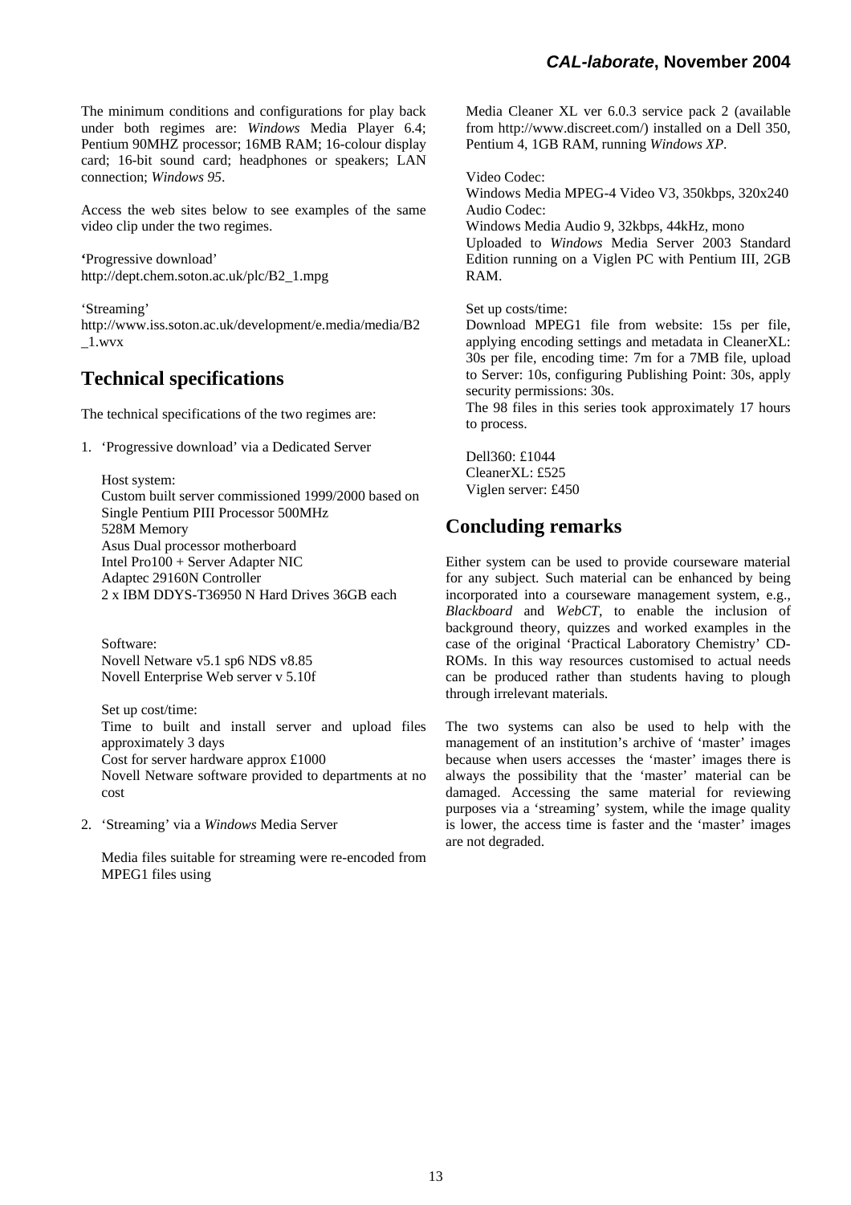The minimum conditions and configurations for play back under both regimes are: *Windows* Media Player 6.4; Pentium 90MHZ processor; 16MB RAM; 16-colour display card; 16-bit sound card; headphones or speakers; LAN connection; *Windows 95*.

Access the web sites below to see examples of the same video clip under the two regimes.

**'**Progressive download'
http://dept.chem.soton.ac.uk/plc/B2_1.mpg

'Streaming'
http://www.iss.soton.ac.uk/development/e.media/media/B2_1.wvx

## Technical specifications

The technical specifications of the two regimes are:

1. 'Progressive download' via a Dedicated Server

   Host system:
   Custom built server commissioned 1999/2000 based on Single Pentium PIII Processor 500MHz
   528M Memory
   Asus Dual processor motherboard
   Intel Pro100 + Server Adapter NIC
   Adaptec 29160N Controller
   2 x IBM DDYS-T36950 N Hard Drives 36GB each

   Software:
   Novell Netware v5.1 sp6 NDS v8.85
   Novell Enterprise Web server v 5.10f

   Set up cost/time:
   Time to built and install server and upload files approximately 3 days
   Cost for server hardware approx £1000
   Novell Netware software provided to departments at no cost

2. 'Streaming' via a *Windows* Media Server

   Media files suitable for streaming were re-encoded from MPEG1 files using Media Cleaner XL ver 6.0.3 service pack 2 (available from http://www.discreet.com/) installed on a Dell 350, Pentium 4, 1GB RAM, running *Windows XP*.

   Video Codec:
   Windows Media MPEG-4 Video V3, 350kbps, 320x240
   Audio Codec:
   Windows Media Audio 9, 32kbps, 44kHz, mono
   Uploaded to *Windows* Media Server 2003 Standard Edition running on a Viglen PC with Pentium III, 2GB RAM.

   Set up costs/time:
   Download MPEG1 file from website: 15s per file, applying encoding settings and metadata in CleanerXL: 30s per file, encoding time: 7m for a 7MB file, upload to Server: 10s, configuring Publishing Point: 30s, apply security permissions: 30s.
   The 98 files in this series took approximately 17 hours to process.

   Dell360: £1044
   CleanerXL: £525
   Viglen server: £450

## Concluding remarks

Either system can be used to provide courseware material for any subject. Such material can be enhanced by being incorporated into a courseware management system, e.g., *Blackboard* and *WebCT*, to enable the inclusion of background theory, quizzes and worked examples in the case of the original 'Practical Laboratory Chemistry' CD-ROMs. In this way resources customised to actual needs can be produced rather than students having to plough through irrelevant materials.

The two systems can also be used to help with the management of an institution's archive of 'master' images because when users accesses the 'master' images there is always the possibility that the 'master' material can be damaged. Accessing the same material for reviewing purposes via a 'streaming' system, while the image quality is lower, the access time is faster and the 'master' images are not degraded.